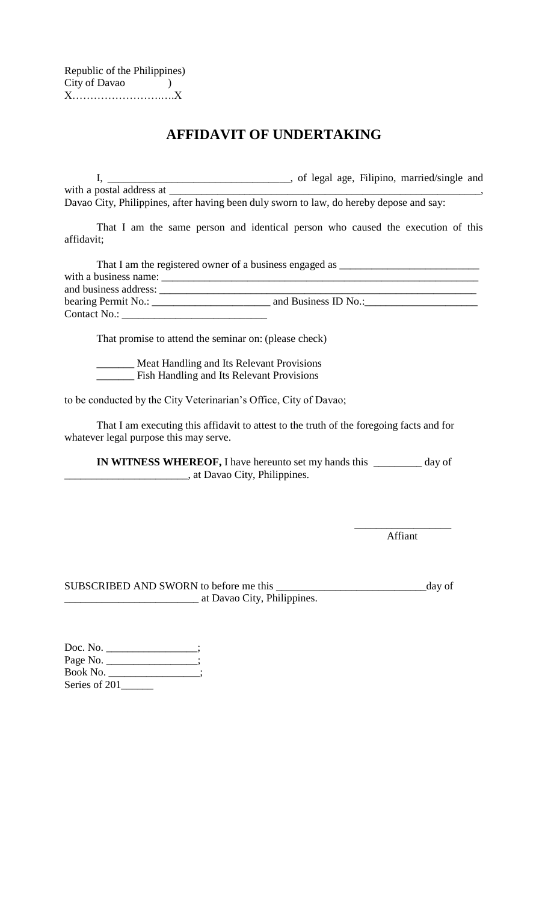Republic of the Philippines)
City of Davao )
X……………………..….X

# AFFIDAVIT OF UNDERTAKING

I, _________________________________, of legal age, Filipino, married/single and with a postal address at ____________________________________________________________, Davao City, Philippines, after having been duly sworn to law, do hereby depose and say:

That I am the same person and identical person who caused the execution of this affidavit;

That I am the registered owner of a business engaged as _________________________
with a business name: ___________________________________________________________
and business address: ___________________________________________________________
bearing Permit No.: ______________________ and Business ID No.:_____________________
Contact No.: ___________________________

That promise to attend the seminar on: (please check)

_______ Meat Handling and Its Relevant Provisions
_______ Fish Handling and Its Relevant Provisions

to be conducted by the City Veterinarian's Office, City of Davao;

That I am executing this affidavit to attest to the truth of the foregoing facts and for whatever legal purpose this may serve.

**IN WITNESS WHEREOF,** I have hereunto set my hands this _________ day of ______________________, at Davao City, Philippines.

__________________
Affiant

SUBSCRIBED AND SWORN to before me this ____________________________day of ________________________ at Davao City, Philippines.

Doc. No. _________________;
Page No. _________________;
Book No. _________________;
Series of 201______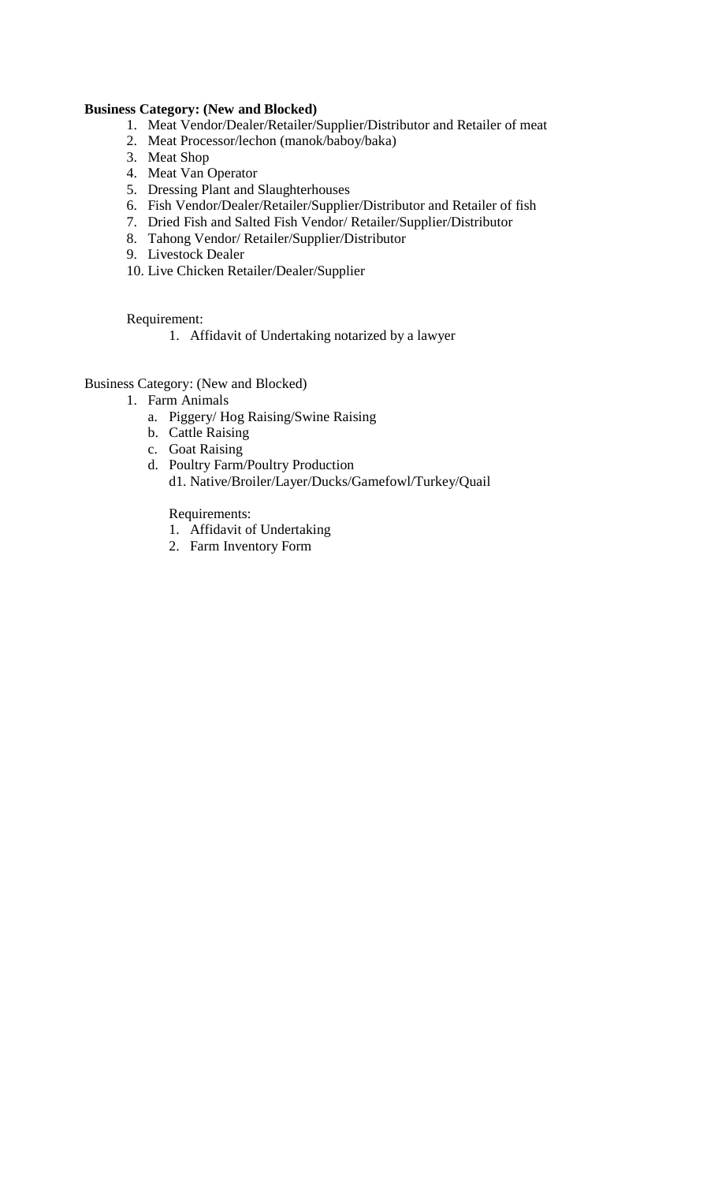**Business Category: (New and Blocked)**

1. Meat Vendor/Dealer/Retailer/Supplier/Distributor and Retailer of meat
2. Meat Processor/lechon (manok/baboy/baka)
3. Meat Shop
4. Meat Van Operator
5. Dressing Plant and Slaughterhouses
6. Fish Vendor/Dealer/Retailer/Supplier/Distributor and Retailer of fish
7. Dried Fish and Salted Fish Vendor/ Retailer/Supplier/Distributor
8. Tahong Vendor/ Retailer/Supplier/Distributor
9. Livestock Dealer
10. Live Chicken Retailer/Dealer/Supplier

Requirement:

1. Affidavit of Undertaking notarized by a lawyer

Business Category: (New and Blocked)

1. Farm Animals
   a. Piggery/ Hog Raising/Swine Raising
   b. Cattle Raising
   c. Goat Raising
   d. Poultry Farm/Poultry Production
      d1. Native/Broiler/Layer/Ducks/Gamefowl/Turkey/Quail

   Requirements:
   1. Affidavit of Undertaking
   2. Farm Inventory Form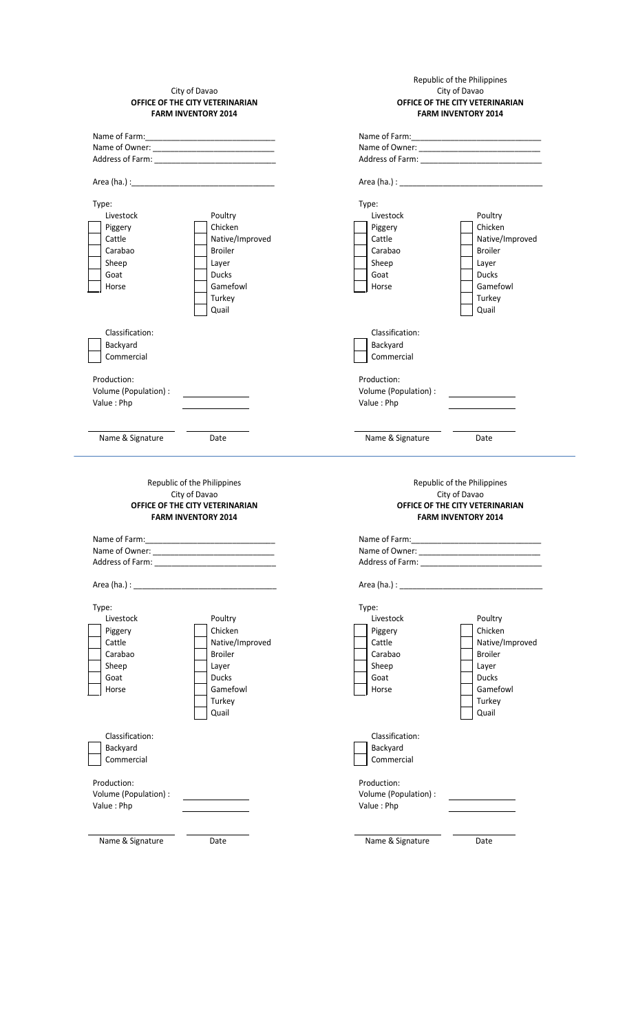City of Davao
**OFFICE OF THE CITY VETERINARIAN**
**FARM INVENTORY 2014**

Name of Farm:______________________________
Name of Owner: ____________________________
Address of Farm: ___________________________

Area (ha.) :________________________________

Type:

| | |
|---|---|
| Livestock | Poultry |
| ☐ Piggery | ☐ Chicken |
| ☐ Cattle | ☐ Native/Improved |
| ☐ Carabao | ☐ Broiler |
| ☐ Sheep | ☐ Layer |
| ☐ Goat | ☐ Ducks |
| ☐ Horse | ☐ Gamefowl |
| | ☐ Turkey |
| | ☐ Quail |

Classification:
☐ Backyard
☐ Commercial

Production:
Volume (Population) : _______________
Value : Php _______________

_______________ _______________
Name & Signature Date

---

Republic of the Philippines
City of Davao
**OFFICE OF THE CITY VETERINARIAN**
**FARM INVENTORY 2014**

Name of Farm:______________________________
Name of Owner: ____________________________
Address of Farm: ___________________________

Area (ha.) : ________________________________

Type:

| | |
|---|---|
| Livestock | Poultry |
| ☐ Piggery | ☐ Chicken |
| ☐ Cattle | ☐ Native/Improved |
| ☐ Carabao | ☐ Broiler |
| ☐ Sheep | ☐ Layer |
| ☐ Goat | ☐ Ducks |
| ☐ Horse | ☐ Gamefowl |
| | ☐ Turkey |
| | ☐ Quail |

Classification:
☐ Backyard
☐ Commercial

Production:
Volume (Population) : _______________
Value : Php _______________

_______________ _______________
Name & Signature Date

---

Republic of the Philippines
City of Davao
**OFFICE OF THE CITY VETERINARIAN**
**FARM INVENTORY 2014**

Name of Farm:______________________________
Name of Owner: ____________________________
Address of Farm: ___________________________

Area (ha.) : ________________________________

Type:

| | |
|---|---|
| Livestock | Poultry |
| ☐ Piggery | ☐ Chicken |
| ☐ Cattle | ☐ Native/Improved |
| ☐ Carabao | ☐ Broiler |
| ☐ Sheep | ☐ Layer |
| ☐ Goat | ☐ Ducks |
| ☐ Horse | ☐ Gamefowl |
| | ☐ Turkey |
| | ☐ Quail |

Classification:
☐ Backyard
☐ Commercial

Production:
Volume (Population) : _______________
Value : Php _______________

_______________ _______________
Name & Signature Date

---

Republic of the Philippines
City of Davao
**OFFICE OF THE CITY VETERINARIAN**
**FARM INVENTORY 2014**

Name of Farm:______________________________
Name of Owner: ____________________________
Address of Farm: ___________________________

Area (ha.) : ________________________________

Type:

| | |
|---|---|
| Livestock | Poultry |
| ☐ Piggery | ☐ Chicken |
| ☐ Cattle | ☐ Native/Improved |
| ☐ Carabao | ☐ Broiler |
| ☐ Sheep | ☐ Layer |
| ☐ Goat | ☐ Ducks |
| ☐ Horse | ☐ Gamefowl |
| | ☐ Turkey |
| | ☐ Quail |

Classification:
☐ Backyard
☐ Commercial

Production:
Volume (Population) : _______________
Value : Php _______________

_______________ _______________
Name & Signature Date